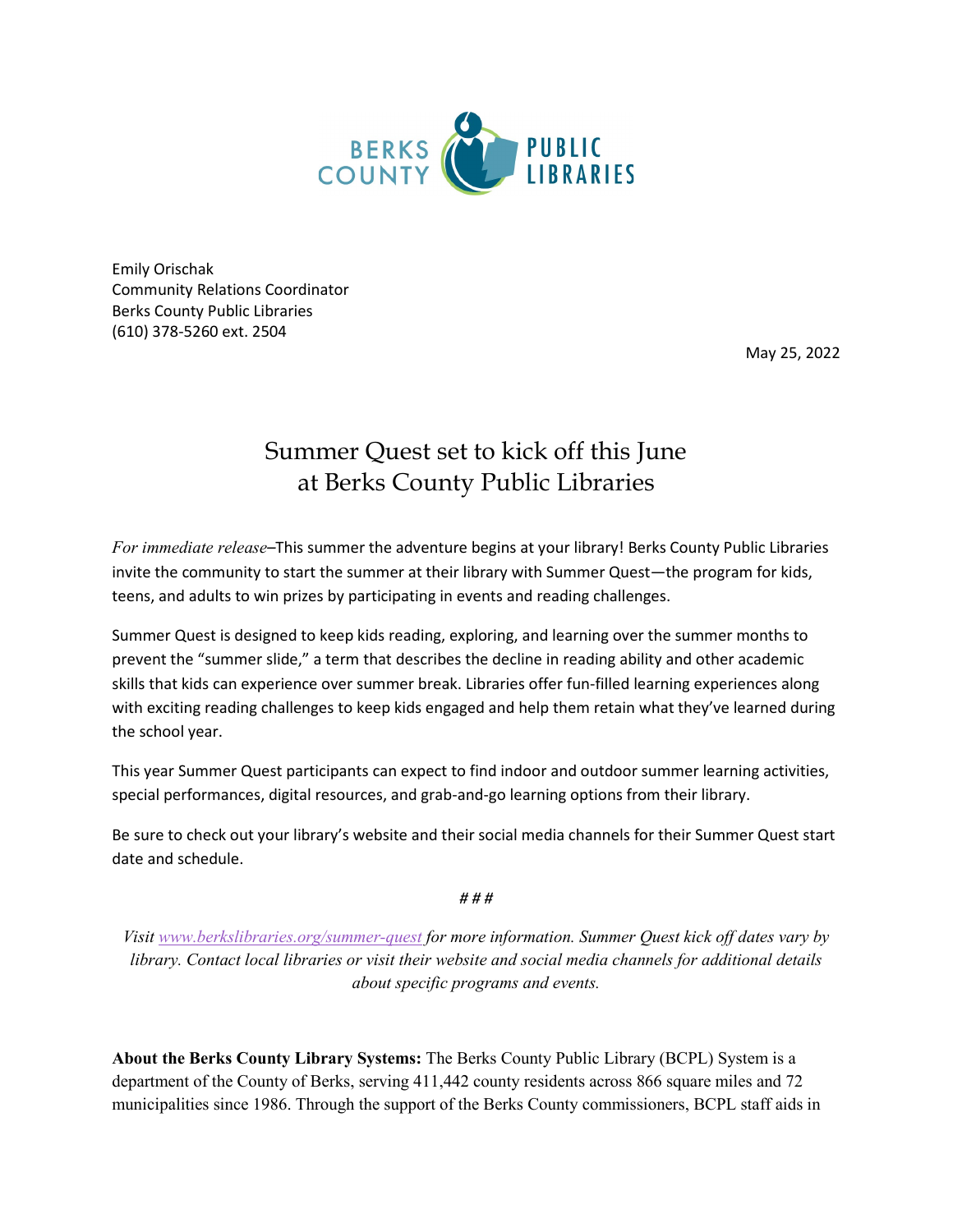Emily Orischak
Community Relations Coordinator
Berks County Public Libraries
(610) 378-5260 ext. 2504

May 25, 2022

# Summer Quest set to kick off this June at Berks County Public Libraries

*For immediate release*–This summer the adventure begins at your library! Berks County Public Libraries invite the community to start the summer at their library with Summer Quest—the program for kids, teens, and adults to win prizes by participating in events and reading challenges.

Summer Quest is designed to keep kids reading, exploring, and learning over the summer months to prevent the "summer slide," a term that describes the decline in reading ability and other academic skills that kids can experience over summer break. Libraries offer fun-filled learning experiences along with exciting reading challenges to keep kids engaged and help them retain what they've learned during the school year.

This year Summer Quest participants can expect to find indoor and outdoor summer learning activities, special performances, digital resources, and grab-and-go learning options from their library.

Be sure to check out your library's website and their social media channels for their Summer Quest start date and schedule.

# # #

*Visit [www.berkslibraries.org/summer-quest](www.berkslibraries.org/summer-quest) for more information. Summer Quest kick off dates vary by library. Contact local libraries or visit their website and social media channels for additional details about specific programs and events.*

**About the Berks County Library Systems:** The Berks County Public Library (BCPL) System is a department of the County of Berks, serving 411,442 county residents across 866 square miles and 72 municipalities since 1986. Through the support of the Berks County commissioners, BCPL staff aids in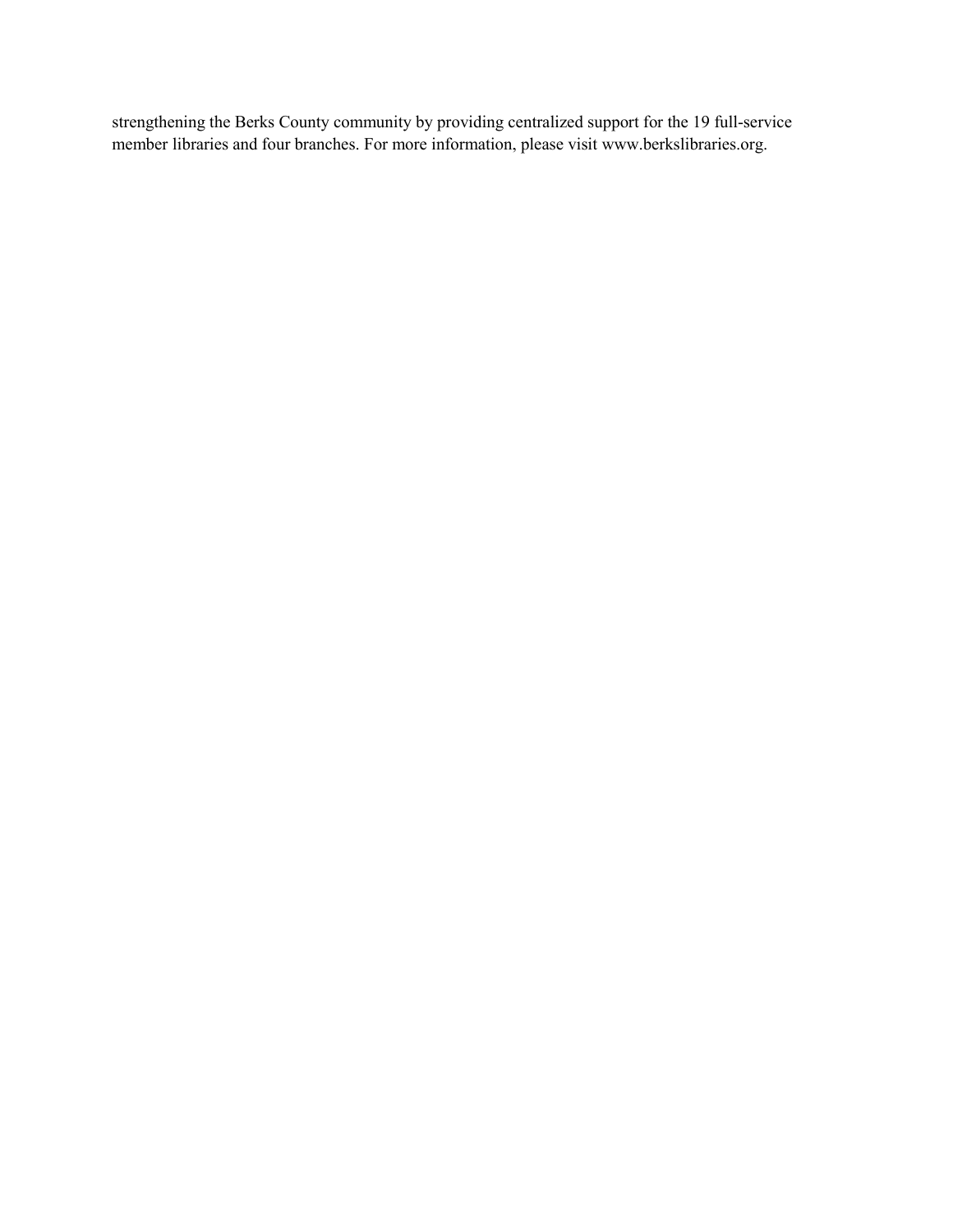strengthening the Berks County community by providing centralized support for the 19 full-service member libraries and four branches. For more information, please visit www.berkslibraries.org.